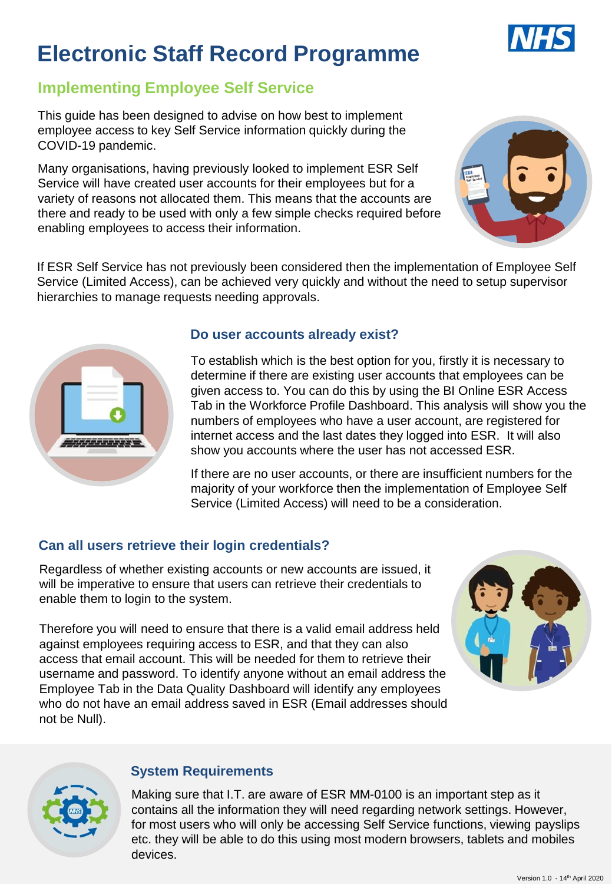# Electronic Staff Record Programme

## Implementing Employee Self Service

This guide has been designed to advise on how best to implement employee access to key Self Service information quickly during the COVID-19 pandemic.

Many organisations, having previously looked to implement ESR Self Service will have created user accounts for their employees but for a variety of reasons not allocated them. This means that the accounts are there and ready to be used with only a few simple checks required before enabling employees to access their information.

If ESR Self Service has not previously been considered then the implementation of Employee Self Service (Limited Access), can be achieved very quickly and without the need to setup supervisor hierarchies to manage requests needing approvals.

### Do user accounts already exist?

To establish which is the best option for you, firstly it is necessary to determine if there are existing user accounts that employees can be given access to. You can do this by using the BI Online ESR Access Tab in the Workforce Profile Dashboard. This analysis will show you the numbers of employees who have a user account, are registered for internet access and the last dates they logged into ESR. It will also show you accounts where the user has not accessed ESR.

If there are no user accounts, or there are insufficient numbers for the majority of your workforce then the implementation of Employee Self Service (Limited Access) will need to be a consideration.

### Can all users retrieve their login credentials?

Regardless of whether existing accounts or new accounts are issued, it will be imperative to ensure that users can retrieve their credentials to enable them to login to the system.

Therefore you will need to ensure that there is a valid email address held against employees requiring access to ESR, and that they can also access that email account. This will be needed for them to retrieve their username and password. To identify anyone without an email address the Employee Tab in the Data Quality Dashboard will identify any employees who do not have an email address saved in ESR (Email addresses should not be Null).

### System Requirements

Making sure that I.T. are aware of ESR MM-0100 is an important step as it contains all the information they will need regarding network settings. However, for most users who will only be accessing Self Service functions, viewing payslips etc. they will be able to do this using most modern browsers, tablets and mobiles devices.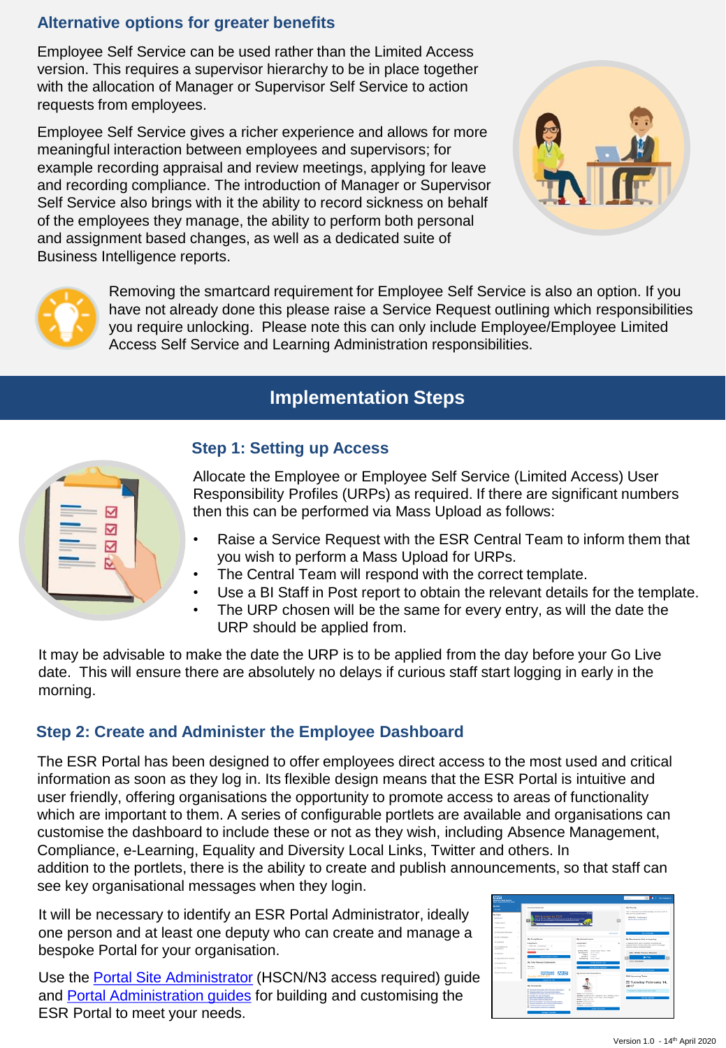## Alternative options for greater benefits

Employee Self Service can be used rather than the Limited Access version. This requires a supervisor hierarchy to be in place together with the allocation of Manager or Supervisor Self Service to action requests from employees.

Employee Self Service gives a richer experience and allows for more meaningful interaction between employees and supervisors; for example recording appraisal and review meetings, applying for leave and recording compliance. The introduction of Manager or Supervisor Self Service also brings with it the ability to record sickness on behalf of the employees they manage, the ability to perform both personal and assignment based changes, as well as a dedicated suite of Business Intelligence reports.

Removing the smartcard requirement for Employee Self Service is also an option. If you have not already done this please raise a Service Request outlining which responsibilities you require unlocking. Please note this can only include Employee/Employee Limited Access Self Service and Learning Administration responsibilities.

# Implementation Steps

## Step 1: Setting up Access

Allocate the Employee or Employee Self Service (Limited Access) User Responsibility Profiles (URPs) as required. If there are significant numbers then this can be performed via Mass Upload as follows:

- Raise a Service Request with the ESR Central Team to inform them that you wish to perform a Mass Upload for URPs.
- The Central Team will respond with the correct template.
- Use a BI Staff in Post report to obtain the relevant details for the template.
- The URP chosen will be the same for every entry, as will the date the URP should be applied from.

It may be advisable to make the date the URP is to be applied from the day before your Go Live date. This will ensure there are absolutely no delays if curious staff start logging in early in the morning.

## Step 2: Create and Administer the Employee Dashboard

The ESR Portal has been designed to offer employees direct access to the most used and critical information as soon as they log in. Its flexible design means that the ESR Portal is intuitive and user friendly, offering organisations the opportunity to promote access to areas of functionality which are important to them. A series of configurable portlets are available and organisations can customise the dashboard to include these or not as they wish, including Absence Management, Compliance, e-Learning, Equality and Diversity Local Links, Twitter and others. In addition to the portlets, there is the ability to create and publish announcements, so that staff can see key organisational messages when they login.

It will be necessary to identify an ESR Portal Administrator, ideally one person and at least one deputy who can create and manage a bespoke Portal for your organisation.

Use the Portal Site Administrator (HSCN/N3 access required) guide and Portal Administration guides for building and customising the ESR Portal to meet your needs.

Version 1.0 - 14th April 2020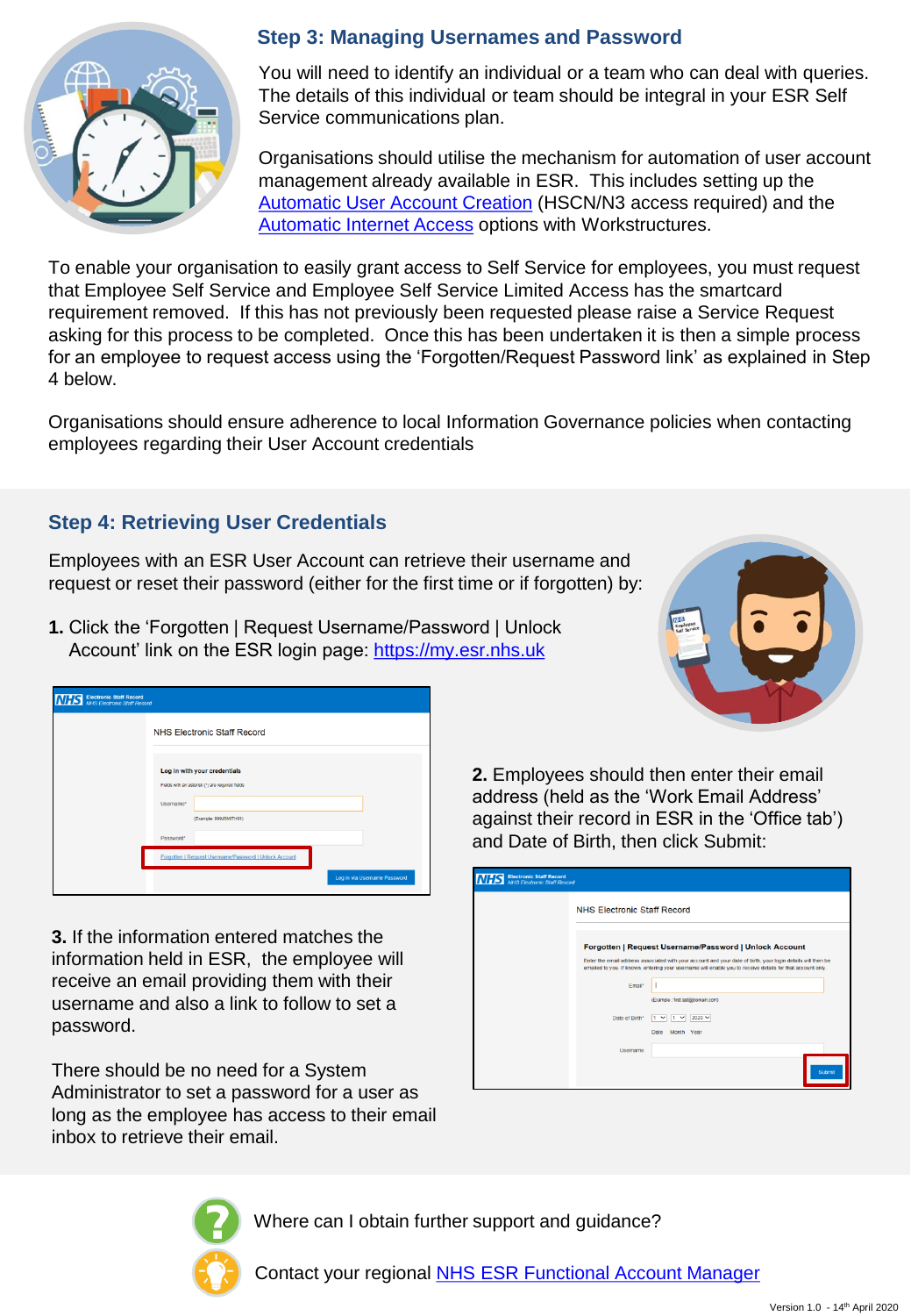## Step 3: Managing Usernames and Password

You will need to identify an individual or a team who can deal with queries. The details of this individual or team should be integral in your ESR Self Service communications plan.

Organisations should utilise the mechanism for automation of user account management already available in ESR. This includes setting up the Automatic User Account Creation (HSCN/N3 access required) and the Automatic Internet Access options with Workstructures.

To enable your organisation to easily grant access to Self Service for employees, you must request that Employee Self Service and Employee Self Service Limited Access has the smartcard requirement removed. If this has not previously been requested please raise a Service Request asking for this process to be completed. Once this has been undertaken it is then a simple process for an employee to request access using the 'Forgotten/Request Password link' as explained in Step 4 below.

Organisations should ensure adherence to local Information Governance policies when contacting employees regarding their User Account credentials

## Step 4: Retrieving User Credentials

Employees with an ESR User Account can retrieve their username and request or reset their password (either for the first time or if forgotten) by:

**1.** Click the 'Forgotten | Request Username/Password | Unlock Account' link on the ESR login page: https://my.esr.nhs.uk

**2.** Employees should then enter their email address (held as the 'Work Email Address' against their record in ESR in the 'Office tab') and Date of Birth, then click Submit:

**3.** If the information entered matches the information held in ESR, the employee will receive an email providing them with their username and also a link to follow to set a password.

There should be no need for a System Administrator to set a password for a user as long as the employee has access to their email inbox to retrieve their email.

Where can I obtain further support and guidance?

Contact your regional NHS ESR Functional Account Manager

Version 1.0 - 14th April 2020